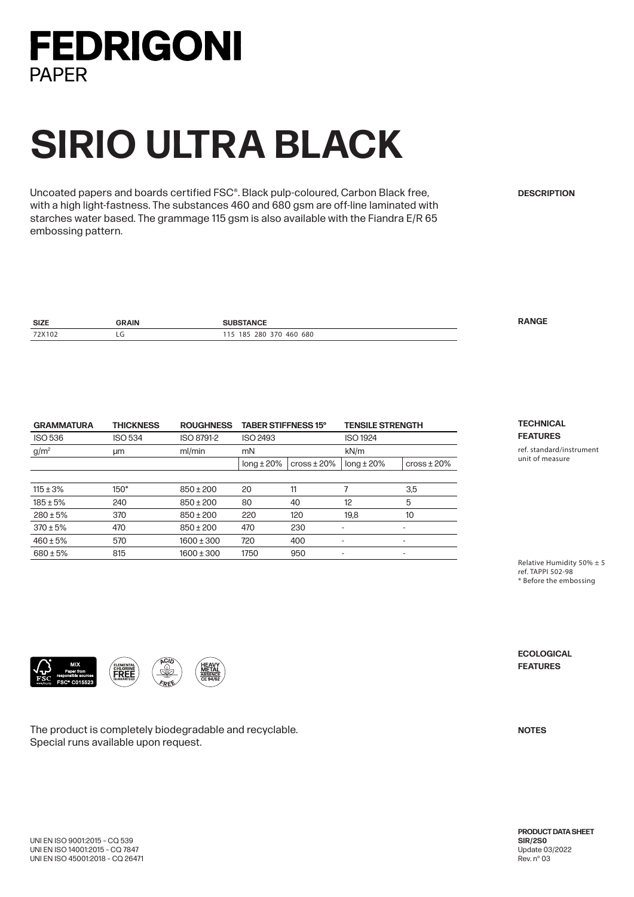# FEDRIGONI
PAPER

# SIRIO ULTRA BLACK

**DESCRIPTION**

Uncoated papers and boards certified FSC®. Black pulp-coloured, Carbon Black free, with a high light-fastness. The substances 460 and 680 gsm are off-line laminated with starches water based. The grammage 115 gsm is also available with the Fiandra E/R 65 embossing pattern.

**RANGE**

| SIZE | GRAIN | SUBSTANCE |
|---|---|---|
| 72X102 | LG | 115 185 280 370 460 680 |

**TECHNICAL FEATURES**

ref. standard/instrument
unit of measure

| GRAMMATURA | THICKNESS | ROUGHNESS | TABER STIFFNESS 15° | | TENSILE STRENGTH | |
|---|---|---|---|---|---|---|
| ISO 536 | ISO 534 | ISO 8791-2 | ISO 2493 | | ISO 1924 | |
| g/m² | μm | ml/min | mN | | kN/m | |
| | | | long ± 20% | cross ± 20% | long ± 20% | cross ± 20% |
| 115 ± 3% | 150* | 850 ± 200 | 20 | 11 | 7 | 3,5 |
| 185 ± 5% | 240 | 850 ± 200 | 80 | 40 | 12 | 5 |
| 280 ± 5% | 370 | 850 ± 200 | 220 | 120 | 19,8 | 10 |
| 370 ± 5% | 470 | 850 ± 200 | 470 | 230 | - | - |
| 460 ± 5% | 570 | 1600 ± 300 | 720 | 400 | - | - |
| 680 ± 5% | 815 | 1600 ± 300 | 1750 | 950 | - | - |

Relative Humidity 50% ± 5
ref. TAPPI 502-98
\* Before the embossing

**ECOLOGICAL FEATURES**

MIX Paper from responsible sources FSC® C015523 — ELEMENTAL CHLORINE FREE GUARANTEED — ACID FREE — HEAVY METAL ABSENCE CE 94/62

**NOTES**

The product is completely biodegradable and recyclable.
Special runs available upon request.

UNI EN ISO 9001:2015 – CQ 539
UNI EN ISO 14001:2015 – CQ 7847
UNI EN ISO 45001:2018 – CQ 26471

**PRODUCT DATA SHEET**
**SIR/2S0**
Update 03/2022
Rev. n° 03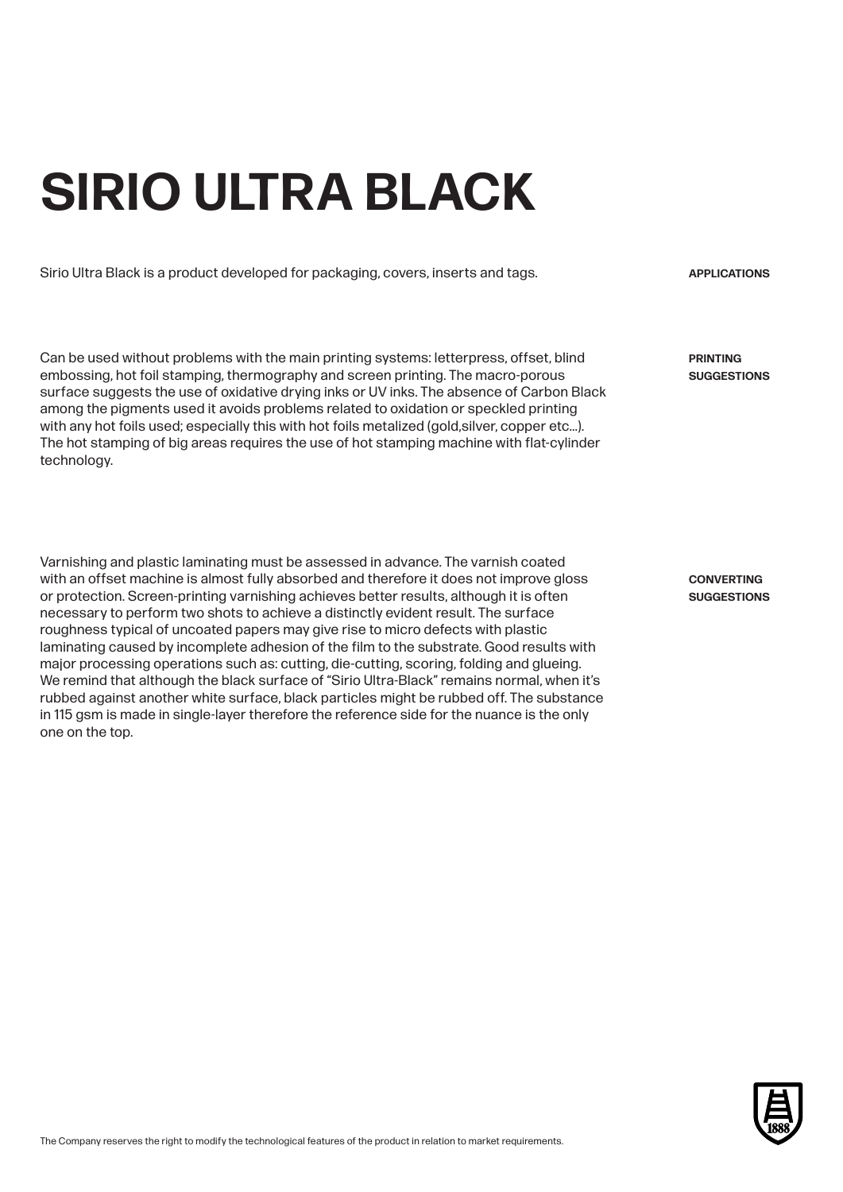# SIRIO ULTRA BLACK

**APPLICATIONS**

Sirio Ultra Black is a product developed for packaging, covers, inserts and tags.

**PRINTING SUGGESTIONS**

Can be used without problems with the main printing systems: letterpress, offset, blind embossing, hot foil stamping, thermography and screen printing. The macro-porous surface suggests the use of oxidative drying inks or UV inks. The absence of Carbon Black among the pigments used it avoids problems related to oxidation or speckled printing with any hot foils used; especially this with hot foils metalized (gold,silver, copper etc...). The hot stamping of big areas requires the use of hot stamping machine with flat-cylinder technology.

**CONVERTING SUGGESTIONS**

Varnishing and plastic laminating must be assessed in advance. The varnish coated with an offset machine is almost fully absorbed and therefore it does not improve gloss or protection. Screen-printing varnishing achieves better results, although it is often necessary to perform two shots to achieve a distinctly evident result. The surface roughness typical of uncoated papers may give rise to micro defects with plastic laminating caused by incomplete adhesion of the film to the substrate. Good results with major processing operations such as: cutting, die-cutting, scoring, folding and glueing. We remind that although the black surface of "Sirio Ultra-Black" remains normal, when it's rubbed against another white surface, black particles might be rubbed off. The substance in 115 gsm is made in single-layer therefore the reference side for the nuance is the only one on the top.

The Company reserves the right to modify the technological features of the product in relation to market requirements.